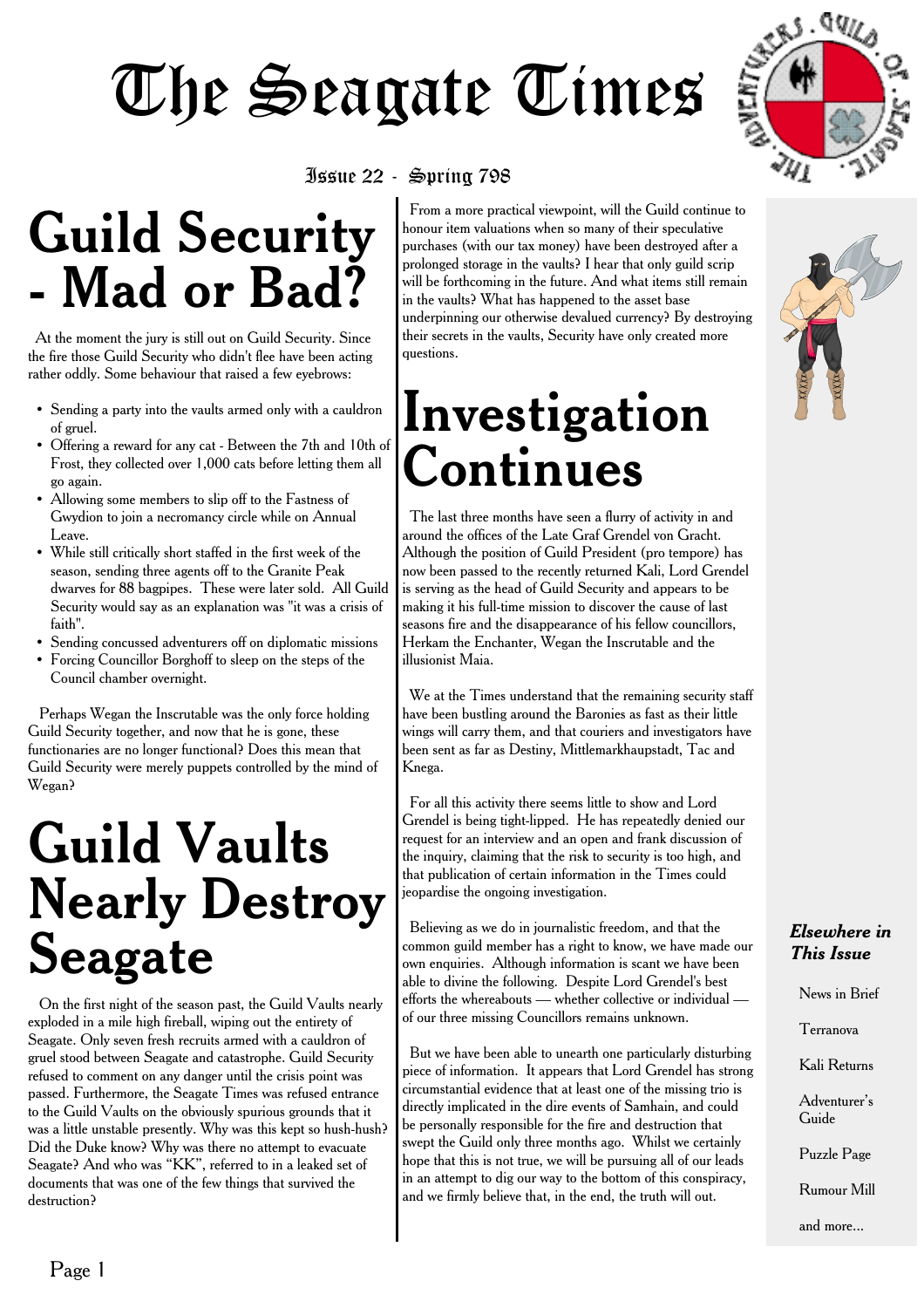# The Seagate Times

Issue 22 - Spring 798

## Guild Security - Mad or Bad?

At the moment the jury is still out on Guild Security. Since the fire those Guild Security who didn't flee have been acting rather oddly. Some behaviour that raised a few eyebrows:

- Sending a party into the vaults armed only with a cauldron of gruel.
- Offering a reward for any cat - Between the 7th and 10th of Frost, they collected over 1,000 cats before letting them all go again.
- Allowing some members to slip off to the Fastness of Gwydion to join a necromancy circle while on Annual Leave.
- While still critically short staffed in the first week of the season, sending three agents off to the Granite Peak dwarves for 88 bagpipes. These were later sold. All Guild Security would say as an explanation was "it was a crisis of faith".
- Sending concussed adventurers off on diplomatic missions
- Forcing Councillor Borghoff to sleep on the steps of the Council chamber overnight.

Perhaps Wegan the Inscrutable was the only force holding Guild Security together, and now that he is gone, these functionaries are no longer functional? Does this mean that Guild Security were merely puppets controlled by the mind of Wegan?

## Guild Vaults Nearly Destroy Seagate

On the first night of the season past, the Guild Vaults nearly exploded in a mile high fireball, wiping out the entirety of Seagate. Only seven fresh recruits armed with a cauldron of gruel stood between Seagate and catastrophe. Guild Security refused to comment on any danger until the crisis point was passed. Furthermore, the Seagate Times was refused entrance to the Guild Vaults on the obviously spurious grounds that it was a little unstable presently. Why was this kept so hush-hush? Did the Duke know? Why was there no attempt to evacuate Seagate? And who was "KK", referred to in a leaked set of documents that was one of the few things that survived the destruction?

From a more practical viewpoint, will the Guild continue to honour item valuations when so many of their speculative purchases (with our tax money) have been destroyed after a prolonged storage in the vaults? I hear that only guild scrip will be forthcoming in the future. And what items still remain in the vaults? What has happened to the asset base underpinning our otherwise devalued currency? By destroying their secrets in the vaults, Security have only created more questions.

## Investigation Continues

The last three months have seen a flurry of activity in and around the offices of the Late Graf Grendel von Gracht. Although the position of Guild President (pro tempore) has now been passed to the recently returned Kali, Lord Grendel is serving as the head of Guild Security and appears to be making it his full-time mission to discover the cause of last seasons fire and the disappearance of his fellow councillors, Herkam the Enchanter, Wegan the Inscrutable and the illusionist Maia.

We at the Times understand that the remaining security staff have been bustling around the Baronies as fast as their little wings will carry them, and that couriers and investigators have been sent as far as Destiny, Mittlemarkhaupstadt, Tac and Knega.

For all this activity there seems little to show and Lord Grendel is being tight-lipped. He has repeatedly denied our request for an interview and an open and frank discussion of the inquiry, claiming that the risk to security is too high, and that publication of certain information in the Times could jeopardise the ongoing investigation.

Believing as we do in journalistic freedom, and that the common guild member has a right to know, we have made our own enquiries. Although information is scant we have been able to divine the following. Despite Lord Grendel's best efforts the whereabouts — whether collective or individual — of our three missing Councillors remains unknown.

But we have been able to unearth one particularly disturbing piece of information. It appears that Lord Grendel has strong circumstantial evidence that at least one of the missing trio is directly implicated in the dire events of Samhain, and could be personally responsible for the fire and destruction that swept the Guild only three months ago. Whilst we certainly hope that this is not true, we will be pursuing all of our leads in an attempt to dig our way to the bottom of this conspiracy, and we firmly believe that, in the end, the truth will out.

***Elsewhere in This Issue***

- News in Brief
- Terranova
- Kali Returns
- Adventurer's Guide
- Puzzle Page
- Rumour Mill
- and more...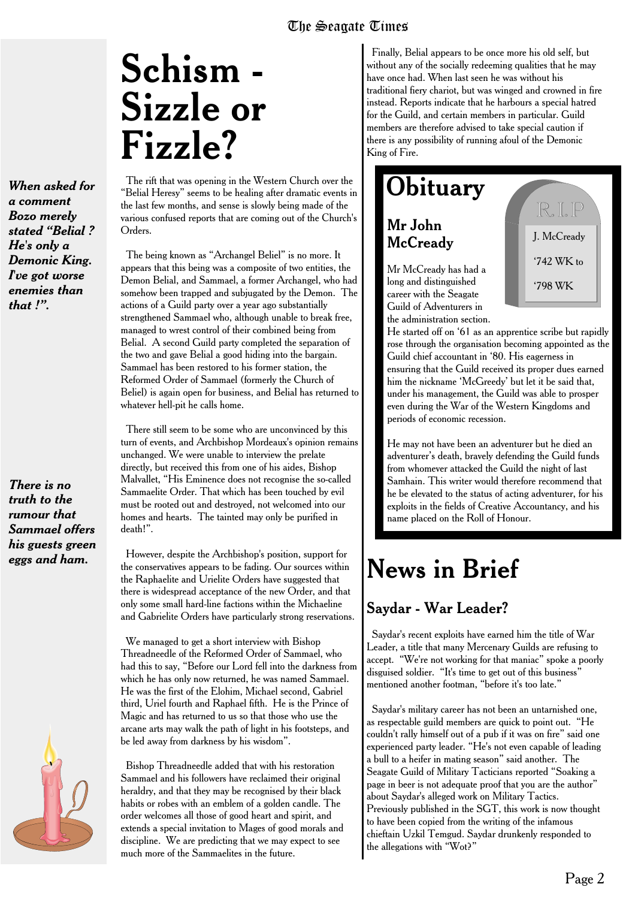# Schism - Sizzle or Fizzle?

*When asked for a comment Bozo merely stated "Belial ? He's only a Demonic King. I've got worse enemies than that !".*

The rift that was opening in the Western Church over the "Belial Heresy" seems to be healing after dramatic events in the last few months, and sense is slowly being made of the various confused reports that are coming out of the Church's Orders.

The being known as "Archangel Beliel" is no more. It appears that this being was a composite of two entities, the Demon Belial, and Sammael, a former Archangel, who had somehow been trapped and subjugated by the Demon. The actions of a Guild party over a year ago substantially strengthened Sammael who, although unable to break free, managed to wrest control of their combined being from Belial. A second Guild party completed the separation of the two and gave Belial a good hiding into the bargain. Sammael has been restored to his former station, the Reformed Order of Sammael (formerly the Church of Beliel) is again open for business, and Belial has returned to whatever hell-pit he calls home.

There still seem to be some who are unconvinced by this turn of events, and Archbishop Mordeaux's opinion remains unchanged. We were unable to interview the prelate directly, but received this from one of his aides, Bishop Malvallet, "His Eminence does not recognise the so-called Sammaelite Order. That which has been touched by evil must be rooted out and destroyed, not welcomed into our homes and hearts. The tainted may only be purified in death!".

*There is no truth to the rumour that Sammael offers his guests green eggs and ham.*

However, despite the Archbishop's position, support for the conservatives appears to be fading. Our sources within the Raphaelite and Urielite Orders have suggested that there is widespread acceptance of the new Order, and that only some small hard-line factions within the Michaeline and Gabrielite Orders have particularly strong reservations.

We managed to get a short interview with Bishop Threadneedle of the Reformed Order of Sammael, who had this to say, "Before our Lord fell into the darkness from which he has only now returned, he was named Sammael. He was the first of the Elohim, Michael second, Gabriel third, Uriel fourth and Raphael fifth. He is the Prince of Magic and has returned to us so that those who use the arcane arts may walk the path of light in his footsteps, and be led away from darkness by his wisdom".

Bishop Threadneedle added that with his restoration Sammael and his followers have reclaimed their original heraldry, and that they may be recognised by their black habits or robes with an emblem of a golden candle. The order welcomes all those of good heart and spirit, and extends a special invitation to Mages of good morals and discipline. We are predicting that we may expect to see much more of the Sammaelites in the future.

Finally, Belial appears to be once more his old self, but without any of the socially redeeming qualities that he may have once had. When last seen he was without his traditional fiery chariot, but was winged and crowned in fire instead. Reports indicate that he harbours a special hatred for the Guild, and certain members in particular. Guild members are therefore advised to take special caution if there is any possibility of running afoul of the Demonic King of Fire.

# Obituary

## Mr John McCready

R.I.P
J. McCready
'742 WK to
'798 WK

Mr McCready has had a long and distinguished career with the Seagate Guild of Adventurers in the administration section. He started off on '61 as an apprentice scribe but rapidly rose through the organisation becoming appointed as the Guild chief accountant in '80. His eagerness in ensuring that the Guild received its proper dues earned him the nickname 'McGreedy' but let it be said that, under his management, the Guild was able to prosper even during the War of the Western Kingdoms and periods of economic recession.

He may not have been an adventurer but he died an adventurer's death, bravely defending the Guild funds from whomever attacked the Guild the night of last Samhain. This writer would therefore recommend that he be elevated to the status of acting adventurer, for his exploits in the fields of Creative Accountancy, and his name placed on the Roll of Honour.

# News in Brief

## Saydar - War Leader?

Saydar's recent exploits have earned him the title of War Leader, a title that many Mercenary Guilds are refusing to accept. "We're not working for that maniac" spoke a poorly disguised soldier. "It's time to get out of this business" mentioned another footman, "before it's too late."

Saydar's military career has not been an untarnished one, as respectable guild members are quick to point out. "He couldn't rally himself out of a pub if it was on fire" said one experienced party leader. "He's not even capable of leading a bull to a heifer in mating season" said another. The Seagate Guild of Military Tacticians reported "Soaking a page in beer is not adequate proof that you are the author" about Saydar's alleged work on Military Tactics. Previously published in the SGT, this work is now thought to have been copied from the writing of the infamous chieftain Uzkil Temgud. Saydar drunkenly responded to the allegations with "Wot?"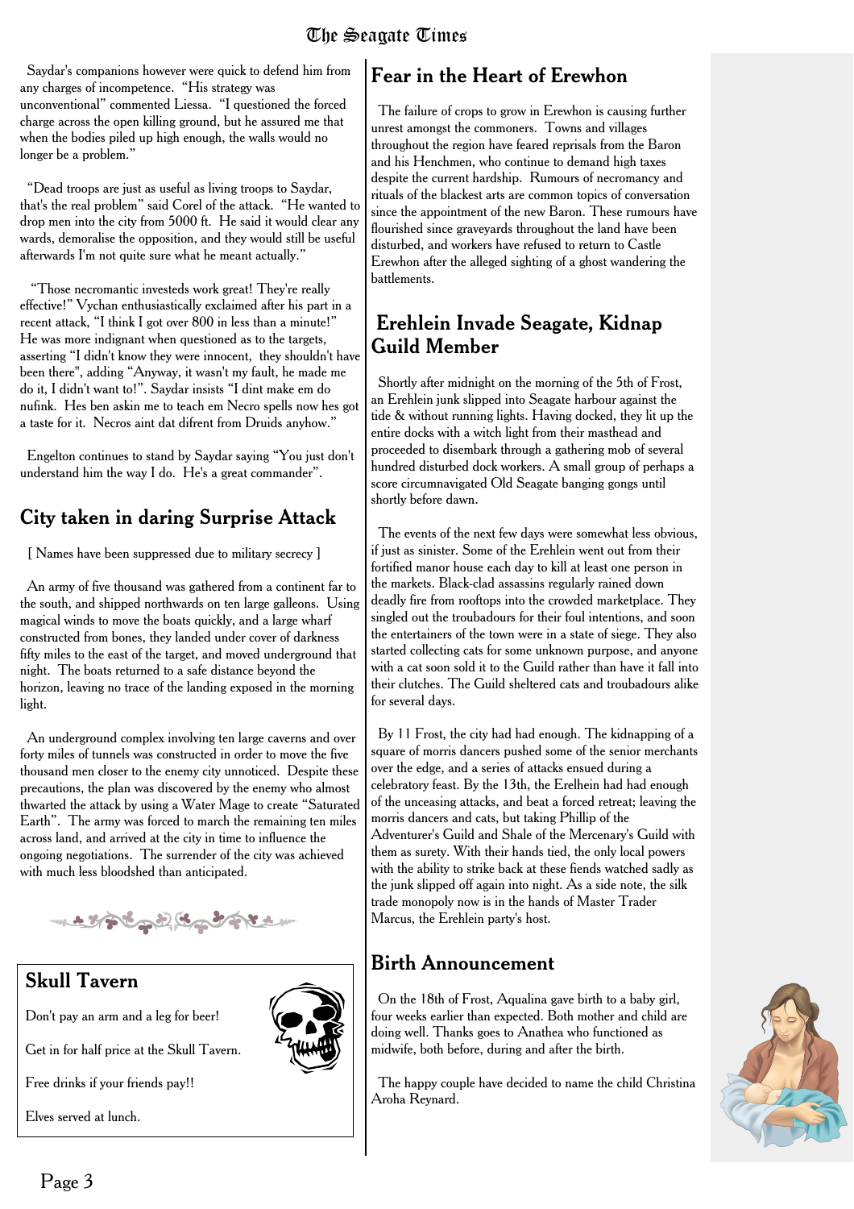Saydar's companions however were quick to defend him from any charges of incompetence. "His strategy was unconventional" commented Liessa. "I questioned the forced charge across the open killing ground, but he assured me that when the bodies piled up high enough, the walls would no longer be a problem."

"Dead troops are just as useful as living troops to Saydar, that's the real problem" said Corel of the attack. "He wanted to drop men into the city from 5000 ft. He said it would clear any wards, demoralise the opposition, and they would still be useful afterwards I'm not quite sure what he meant actually."

"Those necromantic investeds work great! They're really effective!" Vychan enthusiastically exclaimed after his part in a recent attack, "I think I got over 800 in less than a minute!" He was more indignant when questioned as to the targets, asserting "I didn't know they were innocent, they shouldn't have been there", adding "Anyway, it wasn't my fault, he made me do it, I didn't want to!". Saydar insists "I dint make em do nufink. Hes ben askin me to teach em Necro spells now hes got a taste for it. Necros aint dat difrent from Druids anyhow."

Engelton continues to stand by Saydar saying "You just don't understand him the way I do. He's a great commander".

## City taken in daring Surprise Attack

[ Names have been suppressed due to military secrecy ]

An army of five thousand was gathered from a continent far to the south, and shipped northwards on ten large galleons. Using magical winds to move the boats quickly, and a large wharf constructed from bones, they landed under cover of darkness fifty miles to the east of the target, and moved underground that night. The boats returned to a safe distance beyond the horizon, leaving no trace of the landing exposed in the morning light.

An underground complex involving ten large caverns and over forty miles of tunnels was constructed in order to move the five thousand men closer to the enemy city unnoticed. Despite these precautions, the plan was discovered by the enemy who almost thwarted the attack by using a Water Mage to create "Saturated Earth". The army was forced to march the remaining ten miles across land, and arrived at the city in time to influence the ongoing negotiations. The surrender of the city was achieved with much less bloodshed than anticipated.

## Skull Tavern

Don't pay an arm and a leg for beer!

Get in for half price at the Skull Tavern.

Free drinks if your friends pay!!

Elves served at lunch.

## Fear in the Heart of Erewhon

The failure of crops to grow in Erewhon is causing further unrest amongst the commoners. Towns and villages throughout the region have feared reprisals from the Baron and his Henchmen, who continue to demand high taxes despite the current hardship. Rumours of necromancy and rituals of the blackest arts are common topics of conversation since the appointment of the new Baron. These rumours have flourished since graveyards throughout the land have been disturbed, and workers have refused to return to Castle Erewhon after the alleged sighting of a ghost wandering the battlements.

## Erehlein Invade Seagate, Kidnap Guild Member

Shortly after midnight on the morning of the 5th of Frost, an Erehlein junk slipped into Seagate harbour against the tide & without running lights. Having docked, they lit up the entire docks with a witch light from their masthead and proceeded to disembark through a gathering mob of several hundred disturbed dock workers. A small group of perhaps a score circumnavigated Old Seagate banging gongs until shortly before dawn.

The events of the next few days were somewhat less obvious, if just as sinister. Some of the Erehlein went out from their fortified manor house each day to kill at least one person in the markets. Black-clad assassins regularly rained down deadly fire from rooftops into the crowded marketplace. They singled out the troubadours for their foul intentions, and soon the entertainers of the town were in a state of siege. They also started collecting cats for some unknown purpose, and anyone with a cat soon sold it to the Guild rather than have it fall into their clutches. The Guild sheltered cats and troubadours alike for several days.

By 11 Frost, the city had had enough. The kidnapping of a square of morris dancers pushed some of the senior merchants over the edge, and a series of attacks ensued during a celebratory feast. By the 13th, the Erelhein had had enough of the unceasing attacks, and beat a forced retreat; leaving the morris dancers and cats, but taking Phillip of the Adventurer's Guild and Shale of the Mercenary's Guild with them as surety. With their hands tied, the only local powers with the ability to strike back at these fiends watched sadly as the junk slipped off again into night. As a side note, the silk trade monopoly now is in the hands of Master Trader Marcus, the Erehlein party's host.

## Birth Announcement

On the 18th of Frost, Aqualina gave birth to a baby girl, four weeks earlier than expected. Both mother and child are doing well. Thanks goes to Anathea who functioned as midwife, both before, during and after the birth.

The happy couple have decided to name the child Christina Aroha Reynard.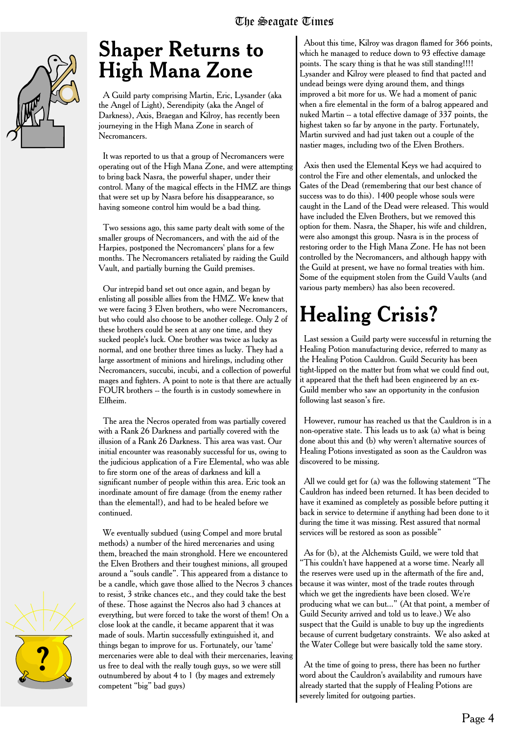# Shaper Returns to High Mana Zone

A Guild party comprising Martin, Eric, Lysander (aka the Angel of Light), Serendipity (aka the Angel of Darkness), Axis, Braegan and Kilroy, has recently been journeying in the High Mana Zone in search of Necromancers.

It was reported to us that a group of Necromancers were operating out of the High Mana Zone, and were attempting to bring back Nasra, the powerful shaper, under their control. Many of the magical effects in the HMZ are things that were set up by Nasra before his disappearance, so having someone control him would be a bad thing.

Two sessions ago, this same party dealt with some of the smaller groups of Necromancers, and with the aid of the Harpies, postponed the Necromancers' plans for a few months. The Necromancers retaliated by raiding the Guild Vault, and partially burning the Guild premises.

Our intrepid band set out once again, and began by enlisting all possible allies from the HMZ. We knew that we were facing 3 Elven brothers, who were Necromancers, but who could also choose to be another college. Only 2 of these brothers could be seen at any one time, and they sucked people's luck. One brother was twice as lucky as normal, and one brother three times as lucky. They had a large assortment of minions and hirelings, including other Necromancers, succubi, incubi, and a collection of powerful mages and fighters. A point to note is that there are actually FOUR brothers -- the fourth is in custody somewhere in Elfheim.

The area the Necros operated from was partially covered with a Rank 26 Darkness and partially covered with the illusion of a Rank 26 Darkness. This area was vast. Our initial encounter was reasonably successful for us, owing to the judicious application of a Fire Elemental, who was able to fire storm one of the areas of darkness and kill a significant number of people within this area. Eric took an inordinate amount of fire damage (from the enemy rather than the elemental!), and had to be healed before we continued.

We eventually subdued (using Compel and more brutal methods) a number of the hired mercenaries and using them, breached the main stronghold. Here we encountered the Elven Brothers and their toughest minions, all grouped around a "souls candle". This appeared from a distance to be a candle, which gave those allied to the Necros 3 chances to resist, 3 strike chances etc., and they could take the best of these. Those against the Necros also had 3 chances at everything, but were forced to take the worst of them! On a close look at the candle, it became apparent that it was made of souls. Martin successfully extinguished it, and things began to improve for us. Fortunately, our 'tame' mercenaries were able to deal with their mercenaries, leaving us free to deal with the really tough guys, so we were still outnumbered by about 4 to 1 (by mages and extremely competent "big" bad guys)

About this time, Kilroy was dragon flamed for 366 points, which he managed to reduce down to 93 effective damage points. The scary thing is that he was still standing!!!! Lysander and Kilroy were pleased to find that pacted and undead beings were dying around them, and things improved a bit more for us. We had a moment of panic when a fire elemental in the form of a balrog appeared and nuked Martin -- a total effective damage of 337 points, the highest taken so far by anyone in the party. Fortunately, Martin survived and had just taken out a couple of the nastier mages, including two of the Elven Brothers.

Axis then used the Elemental Keys we had acquired to control the Fire and other elementals, and unlocked the Gates of the Dead (remembering that our best chance of success was to do this). 1400 people whose souls were caught in the Land of the Dead were released. This would have included the Elven Brothers, but we removed this option for them. Nasra, the Shaper, his wife and children, were also amongst this group. Nasra is in the process of restoring order to the High Mana Zone. He has not been controlled by the Necromancers, and although happy with the Guild at present, we have no formal treaties with him. Some of the equipment stolen from the Guild Vaults (and various party members) has also been recovered.

# Healing Crisis?

Last session a Guild party were successful in returning the Healing Potion manufacturing device, referred to many as the Healing Potion Cauldron. Guild Security has been tight-lipped on the matter but from what we could find out, it appeared that the theft had been engineered by an ex-Guild member who saw an opportunity in the confusion following last season's fire.

However, rumour has reached us that the Cauldron is in a non-operative state. This leads us to ask (a) what is being done about this and (b) why weren't alternative sources of Healing Potions investigated as soon as the Cauldron was discovered to be missing.

All we could get for (a) was the following statement "The Cauldron has indeed been returned. It has been decided to have it examined as completely as possible before putting it back in service to determine if anything had been done to it during the time it was missing. Rest assured that normal services will be restored as soon as possible"

As for (b), at the Alchemists Guild, we were told that "This couldn't have happened at a worse time. Nearly all the reserves were used up in the aftermath of the fire and, because it was winter, most of the trade routes through which we get the ingredients have been closed. We're producing what we can but..." (At that point, a member of Guild Security arrived and told us to leave.) We also suspect that the Guild is unable to buy up the ingredients because of current budgetary constraints. We also asked at the Water College but were basically told the same story.

At the time of going to press, there has been no further word about the Cauldron's availability and rumours have already started that the supply of Healing Potions are severely limited for outgoing parties.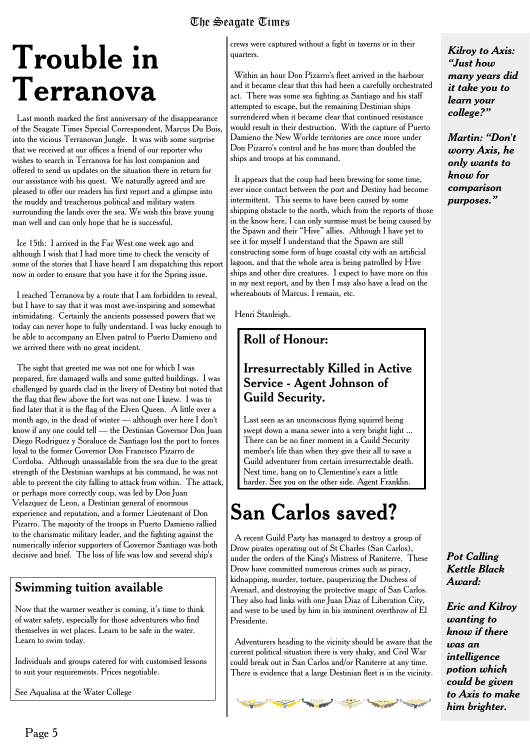# Trouble in Terranova

Last month marked the first anniversary of the disappearance of the Seagate Times Special Correspondent, Marcus Du Bois, into the vicious Terranovan Jungle. It was with some surprise that we received at our offices a friend of our reporter who wishes to search in Terranova for his lost companion and offered to send us updates on the situation there in return for our assistance with his quest. We naturally agreed and are pleased to offer our readers his first report and a glimpse into the muddy and treacherous political and military waters surrounding the lands over the sea. We wish this brave young man well and can only hope that he is successful.

Ice 15th: I arrived in the Far West one week ago and although I wish that I had more time to check the veracity of some of the stories that I have heard I am dispatching this report now in order to ensure that you have it for the Spring issue.

I reached Terranova by a route that I am forbidden to reveal, but I have to say that it was most awe-inspiring and somewhat intimidating. Certainly the ancients possessed powers that we today can never hope to fully understand. I was lucky enough to be able to accompany an Elven patrol to Puerto Damieno and we arrived there with no great incident.

The sight that greeted me was not one for which I was prepared, fire damaged walls and some gutted buildings. I was challenged by guards clad in the livery of Destiny but noted that the flag that flew above the fort was not one I knew. I was to find later that it is the flag of the Elven Queen. A little over a month ago, in the dead of winter — although over here I don't know if any one could tell — the Destinian Governor Don Juan Diego Rodriguez y Soraluce de Santiago lost the port to forces loyal to the former Governor Don Francisco Pizarro de Cordoba. Although unassailable from the sea due to the great strength of the Destinian warships at his command, he was not able to prevent the city falling to attack from within. The attack, or perhaps more correctly coup, was led by Don Juan Velazquez de Leon, a Destinian general of enormous experience and reputation, and a former Lieutenant of Don Pizarro. The majority of the troops in Puerto Damieno rallied to the charismatic military leader, and the fighting against the numerically inferior supporters of Governor Santiago was both decisive and brief. The loss of life was low and several ship's crews were captured without a fight in taverns or in their quarters.

Within an hour Don Pizarro's fleet arrived in the harbour and it became clear that this had been a carefully orchestrated act. There was some sea fighting as Santiago and his staff attempted to escape, but the remaining Destinian ships surrendered when it became clear that continued resistance would result in their destruction. With the capture of Puerto Damieno the New Worlde territories are once more under Don Pizarro's control and he has more than doubled the ships and troops at his command.

It appears that the coup had been brewing for some time, ever since contact between the port and Destiny had become intermittent. This seems to have been caused by some shipping obstacle to the north, which from the reports of those in the know here, I can only surmise must be being caused by the Spawn and their "Hive" allies. Although I have yet to see it for myself I understand that the Spawn are still constructing some form of huge coastal city with an artificial lagoon, and that the whole area is being patrolled by Hive ships and other dire creatures. I expect to have more on this in my next report, and by then I may also have a lead on the whereabouts of Marcus. I remain, etc.

Henri Stanleigh.

## Swimming tuition available

Now that the warmer weather is coming, it's time to think of water safety, especially for those adventurers who find themselves in wet places. Learn to be safe in the water. Learn to swim today.

Individuals and groups catered for with customised lessons to suit your requirements. Prices negotiable.

See Aqualina at the Water College

## Roll of Honour:

## Irresurrectably Killed in Active Service - Agent Johnson of Guild Security.

Last seen as an unconscious flying squirrel being swept down a mana sewer into a very bright light ... There can be no finer moment in a Guild Security member's life than when they give their all to save a Guild adventurer from certain irresurrectable death. Next time, hang on to Clementine's ears a little harder. See you on the other side. Agent Franklin.

# San Carlos saved?

A recent Guild Party has managed to destroy a group of Drow pirates operating out of St Charles (San Carlos), under the orders of the King's Mistress of Raniterre. These Drow have committed numerous crimes such as piracy, kidnapping, murder, torture, pauperizing the Duchess of Avenarl, and destroying the protective magic of San Carlos. They also had links with one Juan Diaz of Liberation City, and were to be used by him in his imminent overthrow of El Presidente.

Adventurers heading to the vicinity should be aware that the current political situation there is very shaky, and Civil War could break out in San Carlos and/or Raniterre at any time. There is evidence that a large Destinian fleet is in the vicinity.

***Kilroy to Axis: "Just how many years did it take you to learn your college?"***

***Martin: "Don't worry Axis, he only wants to know for comparison purposes."***

***Pot Calling Kettle Black Award:***

***Eric and Kilroy wanting to know if there was an intelligence potion which could be given to Axis to make him brighter.***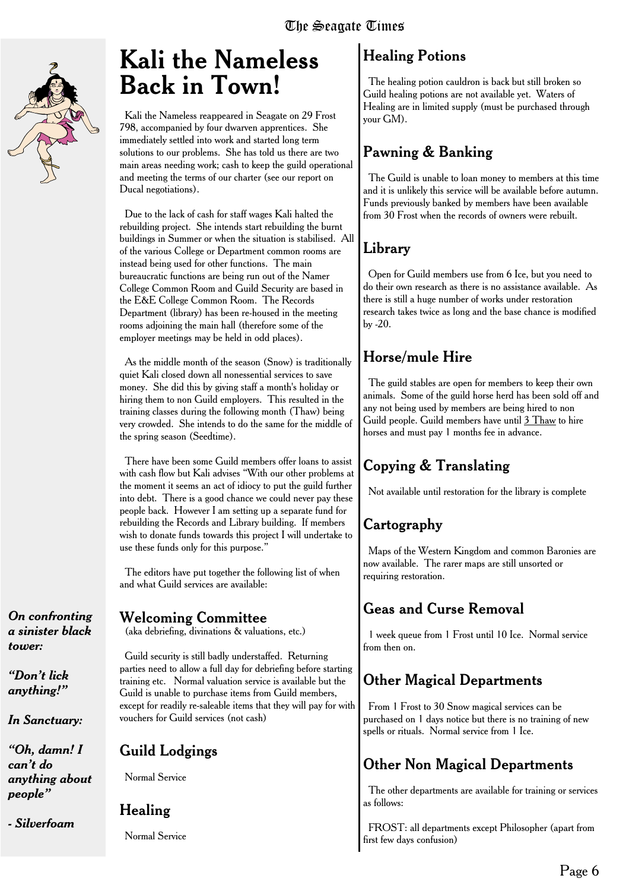# Kali the Nameless Back in Town!

Kali the Nameless reappeared in Seagate on 29 Frost 798, accompanied by four dwarven apprentices. She immediately settled into work and started long term solutions to our problems. She has told us there are two main areas needing work; cash to keep the guild operational and meeting the terms of our charter (see our report on Ducal negotiations).

Due to the lack of cash for staff wages Kali halted the rebuilding project. She intends start rebuilding the burnt buildings in Summer or when the situation is stabilised. All of the various College or Department common rooms are instead being used for other functions. The main bureaucratic functions are being run out of the Namer College Common Room and Guild Security are based in the E&E College Common Room. The Records Department (library) has been re-housed in the meeting rooms adjoining the main hall (therefore some of the employer meetings may be held in odd places).

As the middle month of the season (Snow) is traditionally quiet Kali closed down all nonessential services to save money. She did this by giving staff a month's holiday or hiring them to non Guild employers. This resulted in the training classes during the following month (Thaw) being very crowded. She intends to do the same for the middle of the spring season (Seedtime).

There have been some Guild members offer loans to assist with cash flow but Kali advises "With our other problems at the moment it seems an act of idiocy to put the guild further into debt. There is a good chance we could never pay these people back. However I am setting up a separate fund for rebuilding the Records and Library building. If members wish to donate funds towards this project I will undertake to use these funds only for this purpose."

The editors have put together the following list of when and what Guild services are available:

## Welcoming Committee

(aka debriefing, divinations & valuations, etc.)

Guild security is still badly understaffed. Returning parties need to allow a full day for debriefing before starting training etc. Normal valuation service is available but the Guild is unable to purchase items from Guild members, except for readily re-saleable items that they will pay for with vouchers for Guild services (not cash)

## Guild Lodgings

Normal Service

## Healing

Normal Service

## Healing Potions

The healing potion cauldron is back but still broken so Guild healing potions are not available yet. Waters of Healing are in limited supply (must be purchased through your GM).

## Pawning & Banking

The Guild is unable to loan money to members at this time and it is unlikely this service will be available before autumn. Funds previously banked by members have been available from 30 Frost when the records of owners were rebuilt.

## Library

Open for Guild members use from 6 Ice, but you need to do their own research as there is no assistance available. As there is still a huge number of works under restoration research takes twice as long and the base chance is modified by -20.

## Horse/mule Hire

The guild stables are open for members to keep their own animals. Some of the guild horse herd has been sold off and any not being used by members are being hired to non Guild people. Guild members have until 3 Thaw to hire horses and must pay 1 months fee in advance.

## Copying & Translating

Not available until restoration for the library is complete

## Cartography

Maps of the Western Kingdom and common Baronies are now available. The rarer maps are still unsorted or requiring restoration.

## Geas and Curse Removal

1 week queue from 1 Frost until 10 Ice. Normal service from then on.

## Other Magical Departments

From 1 Frost to 30 Snow magical services can be purchased on 1 days notice but there is no training of new spells or rituals. Normal service from 1 Ice.

## Other Non Magical Departments

The other departments are available for training or services as follows:

FROST: all departments except Philosopher (apart from first few days confusion)

***On confronting a sinister black tower:***

***"Don't lick anything!"***

***In Sanctuary:***

***"Oh, damn! I can't do anything about people"***

***- Silverfoam***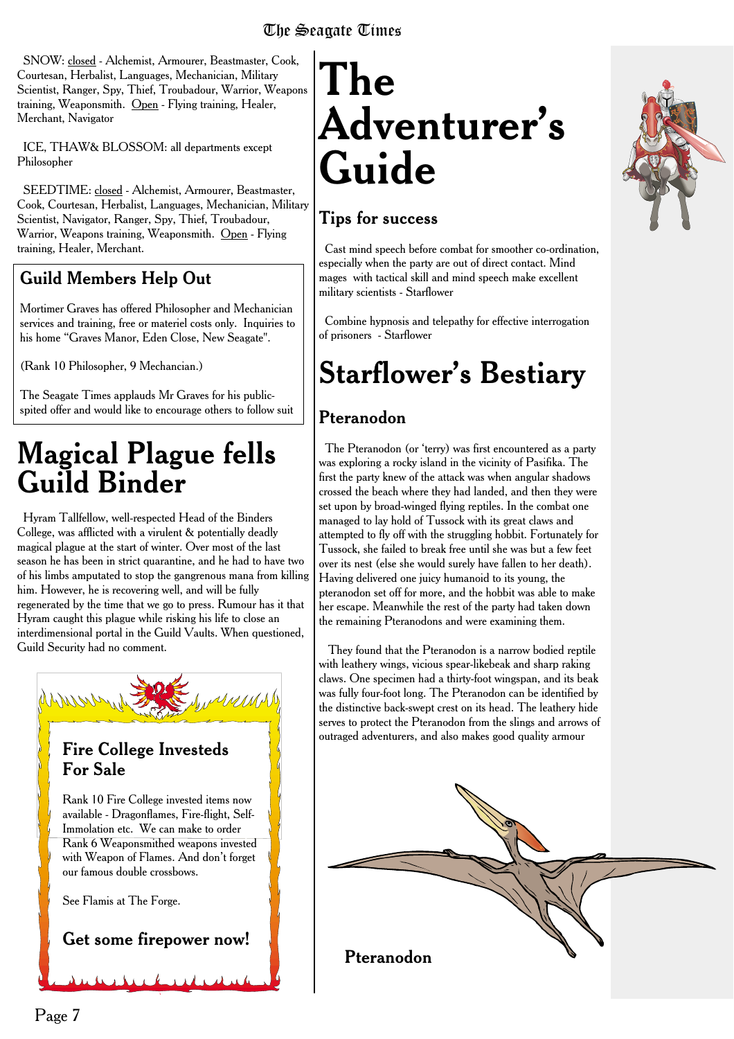SNOW: closed - Alchemist, Armourer, Beastmaster, Cook, Courtesan, Herbalist, Languages, Mechanician, Military Scientist, Ranger, Spy, Thief, Troubadour, Warrior, Weapons training, Weaponsmith. Open - Flying training, Healer, Merchant, Navigator

ICE, THAW& BLOSSOM: all departments except Philosopher

SEEDTIME: closed - Alchemist, Armourer, Beastmaster, Cook, Courtesan, Herbalist, Languages, Mechanician, Military Scientist, Navigator, Ranger, Spy, Thief, Troubadour, Warrior, Weapons training, Weaponsmith. Open - Flying training, Healer, Merchant.

## Guild Members Help Out

Mortimer Graves has offered Philosopher and Mechanician services and training, free or materiel costs only. Inquiries to his home "Graves Manor, Eden Close, New Seagate".

(Rank 10 Philosopher, 9 Mechancian.)

The Seagate Times applauds Mr Graves for his public-spited offer and would like to encourage others to follow suit

# Magical Plague fells Guild Binder

Hyram Tallfellow, well-respected Head of the Binders College, was afflicted with a virulent & potentially deadly magical plague at the start of winter. Over most of the last season he has been in strict quarantine, and he had to have two of his limbs amputated to stop the gangrenous mana from killing him. However, he is recovering well, and will be fully regenerated by the time that we go to press. Rumour has it that Hyram caught this plague while risking his life to close an interdimensional portal in the Guild Vaults. When questioned, Guild Security had no comment.

## Fire College Investeds For Sale

Rank 10 Fire College invested items now available - Dragonflames, Fire-flight, Self-Immolation etc. We can make to order Rank 6 Weaponsmithed weapons invested with Weapon of Flames. And don't forget our famous double crossbows.

See Flamis at The Forge.

**Get some firepower now!**

# The Adventurer's Guide

## Tips for success

Cast mind speech before combat for smoother co-ordination, especially when the party are out of direct contact. Mind mages with tactical skill and mind speech make excellent military scientists - Starflower

Combine hypnosis and telepathy for effective interrogation of prisoners - Starflower

# Starflower's Bestiary

## Pteranodon

The Pteranodon (or 'terry) was first encountered as a party was exploring a rocky island in the vicinity of Pasifika. The first the party knew of the attack was when angular shadows crossed the beach where they had landed, and then they were set upon by broad-winged flying reptiles. In the combat one managed to lay hold of Tussock with its great claws and attempted to fly off with the struggling hobbit. Fortunately for Tussock, she failed to break free until she was but a few feet over its nest (else she would surely have fallen to her death). Having delivered one juicy humanoid to its young, the pteranodon set off for more, and the hobbit was able to make her escape. Meanwhile the rest of the party had taken down the remaining Pteranodons and were examining them.

They found that the Pteranodon is a narrow bodied reptile with leathery wings, vicious spear-likebeak and sharp raking claws. One specimen had a thirty-foot wingspan, and its beak was fully four-foot long. The Pteranodon can be identified by the distinctive back-swept crest on its head. The leathery hide serves to protect the Pteranodon from the slings and arrows of outraged adventurers, and also makes good quality armour

**Pteranodon**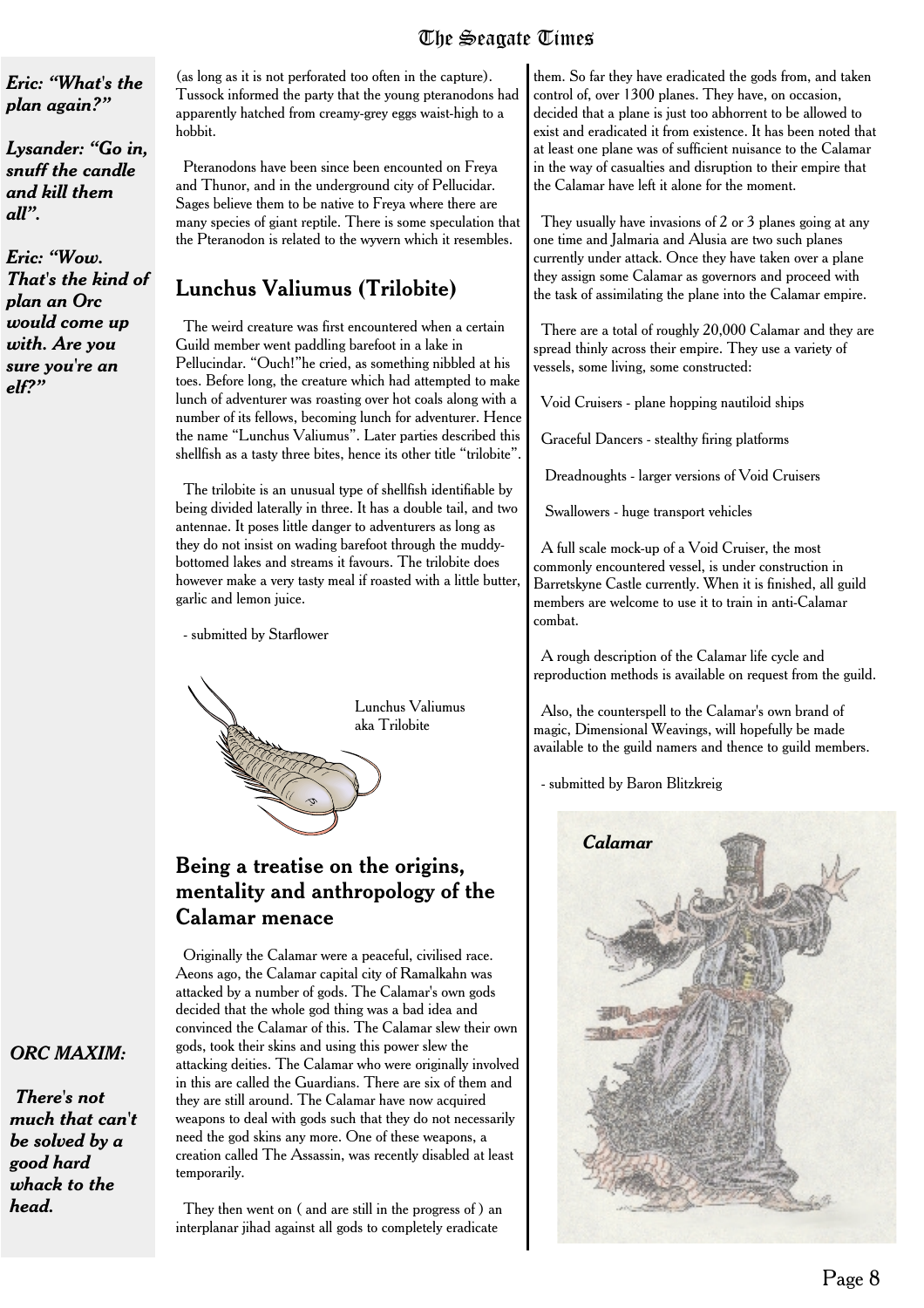*Eric: "What's the plan again?"*

*Lysander: "Go in, snuff the candle and kill them all".*

*Eric: "Wow. That's the kind of plan an Orc would come up with. Are you sure you're an elf?"*

(as long as it is not perforated too often in the capture). Tussock informed the party that the young pteranodons had apparently hatched from creamy-grey eggs waist-high to a hobbit.

Pteranodons have been since been encountered on Freya and Thunor, and in the underground city of Pellucidar. Sages believe them to be native to Freya where there are many species of giant reptile. There is some speculation that the Pteranodon is related to the wyvern which it resembles.

## Lunchus Valiumus (Trilobite)

The weird creature was first encountered when a certain Guild member went paddling barefoot in a lake in Pellucindar. "Ouch!"he cried, as something nibbled at his toes. Before long, the creature which had attempted to make lunch of adventurer was roasting over hot coals along with a number of its fellows, becoming lunch for adventurer. Hence the name "Lunchus Valiumus". Later parties described this shellfish as a tasty three bites, hence its other title "trilobite".

The trilobite is an unusual type of shellfish identifiable by being divided laterally in three. It has a double tail, and two antennae. It poses little danger to adventurers as long as they do not insist on wading barefoot through the muddy-bottomed lakes and streams it favours. The trilobite does however make a very tasty meal if roasted with a little butter, garlic and lemon juice.

- submitted by Starflower

Lunchus Valiumus aka Trilobite

## Being a treatise on the origins, mentality and anthropology of the Calamar menace

Originally the Calamar were a peaceful, civilised race. Aeons ago, the Calamar capital city of Ramalkahn was attacked by a number of gods. The Calamar's own gods decided that the whole god thing was a bad idea and convinced the Calamar of this. The Calamar slew their own gods, took their skins and using this power slew the attacking deities. The Calamar who were originally involved in this are called the Guardians. There are six of them and they are still around. The Calamar have now acquired weapons to deal with gods such that they do not necessarily need the god skins any more. One of these weapons, a creation called The Assassin, was recently disabled at least temporarily.

They then went on ( and are still in the progress of ) an interplanar jihad against all gods to completely eradicate them. So far they have eradicated the gods from, and taken control of, over 1300 planes. They have, on occasion, decided that a plane is just too abhorrent to be allowed to exist and eradicated it from existence. It has been noted that at least one plane was of sufficient nuisance to the Calamar in the way of casualties and disruption to their empire that the Calamar have left it alone for the moment.

They usually have invasions of 2 or 3 planes going at any one time and Jalmaria and Alusia are two such planes currently under attack. Once they have taken over a plane they assign some Calamar as governors and proceed with the task of assimilating the plane into the Calamar empire.

There are a total of roughly 20,000 Calamar and they are spread thinly across their empire. They use a variety of vessels, some living, some constructed:

Void Cruisers - plane hopping nautiloid ships

Graceful Dancers - stealthy firing platforms

Dreadnoughts - larger versions of Void Cruisers

Swallowers - huge transport vehicles

A full scale mock-up of a Void Cruiser, the most commonly encountered vessel, is under construction in Barretskyne Castle currently. When it is finished, all guild members are welcome to use it to train in anti-Calamar combat.

A rough description of the Calamar life cycle and reproduction methods is available on request from the guild.

Also, the counterspell to the Calamar's own brand of magic, Dimensional Weavings, will hopefully be made available to the guild namers and thence to guild members.

- submitted by Baron Blitzkreig

*Calamar*

***ORC MAXIM:***

***There's not much that can't be solved by a good hard whack to the head.***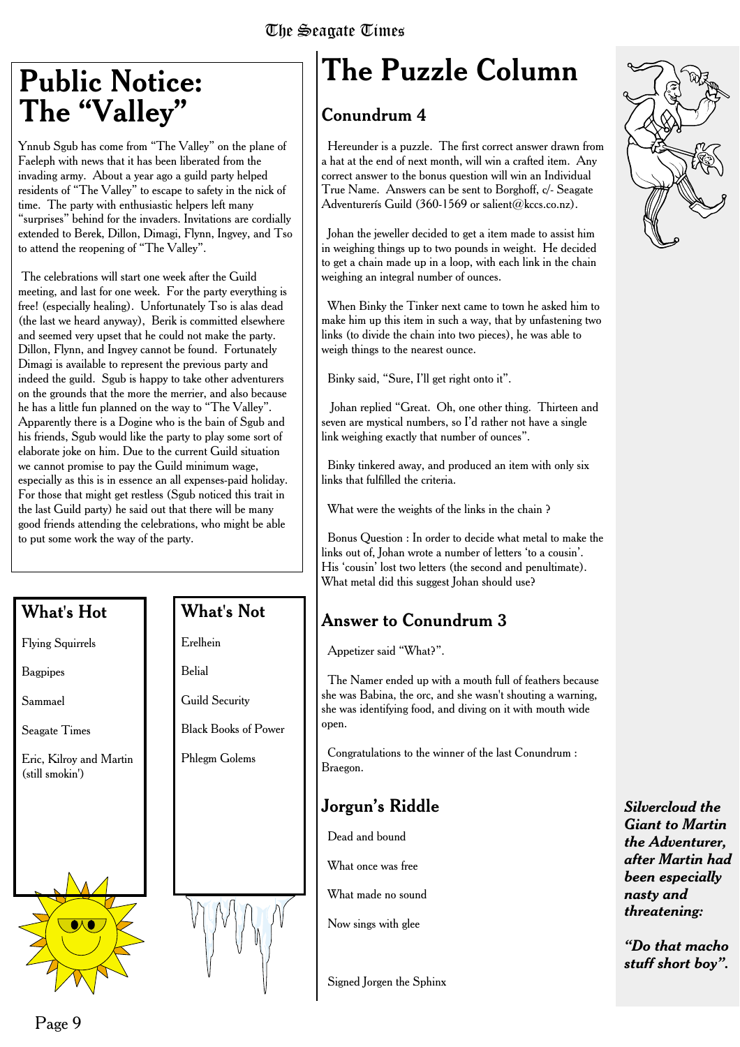# Public Notice: The "Valley"

Ynnub Sgub has come from "The Valley" on the plane of Faeleph with news that it has been liberated from the invading army. About a year ago a guild party helped residents of "The Valley" to escape to safety in the nick of time. The party with enthusiastic helpers left many "surprises" behind for the invaders. Invitations are cordially extended to Berek, Dillon, Dimagi, Flynn, Ingvey, and Tso to attend the reopening of "The Valley".

The celebrations will start one week after the Guild meeting, and last for one week. For the party everything is free! (especially healing). Unfortunately Tso is alas dead (the last we heard anyway), Berik is committed elsewhere and seemed very upset that he could not make the party. Dillon, Flynn, and Ingvey cannot be found. Fortunately Dimagi is available to represent the previous party and indeed the guild. Sgub is happy to take other adventurers on the grounds that the more the merrier, and also because he has a little fun planned on the way to "The Valley". Apparently there is a Dogine who is the bain of Sgub and his friends, Sgub would like the party to play some sort of elaborate joke on him. Due to the current Guild situation we cannot promise to pay the Guild minimum wage, especially as this is in essence an all expenses-paid holiday. For those that might get restless (Sgub noticed this trait in the last Guild party) he said out that there will be many good friends attending the celebrations, who might be able to put some work the way of the party.

## What's Hot

Flying Squirrels

Bagpipes

Sammael

Seagate Times

Eric, Kilroy and Martin (still smokin')

## What's Not

Erelhein

Belial

Guild Security

Black Books of Power

Phlegm Golems

# The Puzzle Column

## Conundrum 4

Hereunder is a puzzle. The first correct answer drawn from a hat at the end of next month, will win a crafted item. Any correct answer to the bonus question will win an Individual True Name. Answers can be sent to Borghoff, c/- Seagate Adventurerís Guild (360-1569 or salient@kccs.co.nz).

Johan the jeweller decided to get a item made to assist him in weighing things up to two pounds in weight. He decided to get a chain made up in a loop, with each link in the chain weighing an integral number of ounces.

When Binky the Tinker next came to town he asked him to make him up this item in such a way, that by unfastening two links (to divide the chain into two pieces), he was able to weigh things to the nearest ounce.

Binky said, "Sure, I'll get right onto it".

Johan replied "Great. Oh, one other thing. Thirteen and seven are mystical numbers, so I'd rather not have a single link weighing exactly that number of ounces".

Binky tinkered away, and produced an item with only six links that fulfilled the criteria.

What were the weights of the links in the chain ?

Bonus Question : In order to decide what metal to make the links out of, Johan wrote a number of letters 'to a cousin'. His 'cousin' lost two letters (the second and penultimate). What metal did this suggest Johan should use?

## Answer to Conundrum 3

Appetizer said "What?".

The Namer ended up with a mouth full of feathers because she was Babina, the orc, and she wasn't shouting a warning, she was identifying food, and diving on it with mouth wide open.

Congratulations to the winner of the last Conundrum : Braegon.

## Jorgun's Riddle

Dead and bound

What once was free

What made no sound

Now sings with glee

Signed Jorgen the Sphinx

***Silvercloud the Giant to Martin the Adventurer, after Martin had been especially nasty and threatening:***

***"Do that macho stuff short boy".***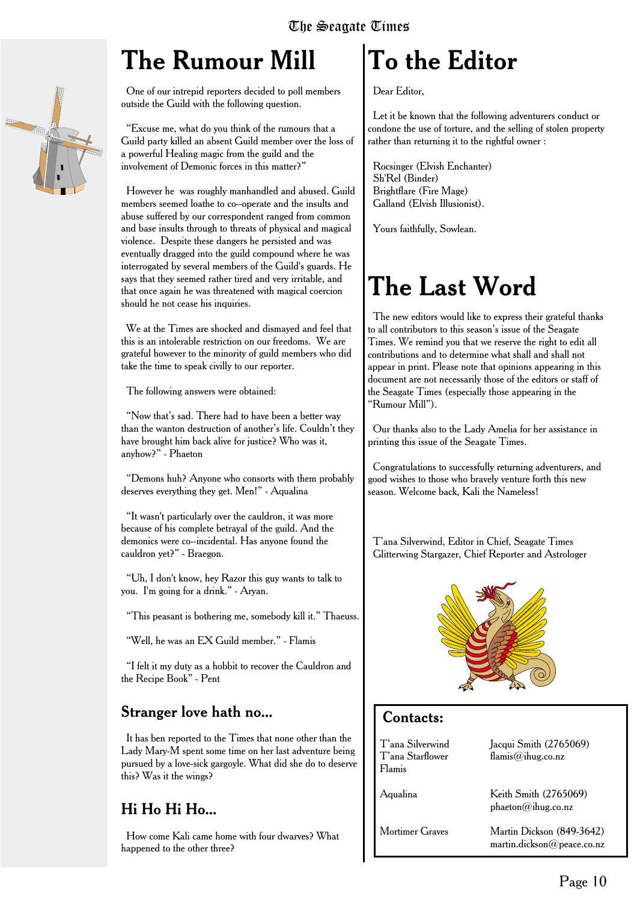# The Rumour Mill

One of our intrepid reporters decided to poll members outside the Guild with the following question.

"Excuse me, what do you think of the rumours that a Guild party killed an absent Guild member over the loss of a powerful Healing magic from the guild and the involvement of Demonic forces in this matter?"

However he was roughly manhandled and abused. Guild members seemed loathe to co-‐operate and the insults and abuse suffered by our correspondent ranged from common and base insults through to threats of physical and magical violence. Despite these dangers he persisted and was eventually dragged into the guild compound where he was interrogated by several members of the Guild's guards. He says that they seemed rather tired and very irritable, and that once again he was threatened with magical coercion should he not cease his inquiries.

We at the Times are shocked and dismayed and feel that this is an intolerable restriction on our freedoms. We are grateful however to the minority of guild members who did take the time to speak civilly to our reporter.

The following answers were obtained:

"Now that's sad. There had to have been a better way than the wanton destruction of another's life. Couldn't they have brought him back alive for justice? Who was it, anyhow?" - Phaeton

"Demons huh? Anyone who consorts with them probably deserves everything they get. Men!" - Aqualina

"It wasn't particularly over the cauldron, it was more because of his complete betrayal of the guild. And the demonics were co-‐incidental. Has anyone found the cauldron yet?" - Braegon.

"Uh, I don't know, hey Razor this guy wants to talk to you. I'm going for a drink." - Aryan.

"This peasant is bothering me, somebody kill it." Thaeuss.

"Well, he was an EX Guild member." - Flamis

"I felt it my duty as a hobbit to recover the Cauldron and the Recipe Book" - Pent

## Stranger love hath no...

It has ben reported to the Times that none other than the Lady Mary-M spent some time on her last adventure being pursued by a love-sick gargoyle. What did she do to deserve this? Was it the wings?

## Hi Ho Hi Ho...

How come Kali came home with four dwarves? What happened to the other three?

# To the Editor

Dear Editor,

Let it be known that the following adventurers conduct or condone the use of torture, and the selling of stolen property rather than returning it to the rightful owner :

Rocsinger (Elvish Enchanter)
Sh'Rel (Binder)
Brightflare (Fire Mage)
Galland (Elvish Illusionist).

Yours faithfully, Sowlean.

# The Last Word

The new editors would like to express their grateful thanks to all contributors to this season's issue of the Seagate Times. We remind you that we reserve the right to edit all contributions and to determine what shall and shall not appear in print. Please note that opinions appearing in this document are not necessarily those of the editors or staff of the Seagate Times (especially those appearing in the "Rumour Mill").

Our thanks also to the Lady Amelia for her assistance in printing this issue of the Seagate Times.

Congratulations to successfully returning adventurers, and good wishes to those who bravely venture forth this new season. Welcome back, Kali the Nameless!

T'ana Silverwind, Editor in Chief, Seagate Times
Glitterwing Stargazer, Chief Reporter and Astrologer

## Contacts:

| | |
|---|---|
| T'ana Silverwind<br>T'ana Starflower<br>Flamis | Jacqui Smith (2765069)<br>flamis@ihug.co.nz |
| Aqualina | Keith Smith (2765069)<br>phaeton@ihug.co.nz |
| Mortimer Graves | Martin Dickson (849-3642)<br>martin.dickson@peace.co.nz |